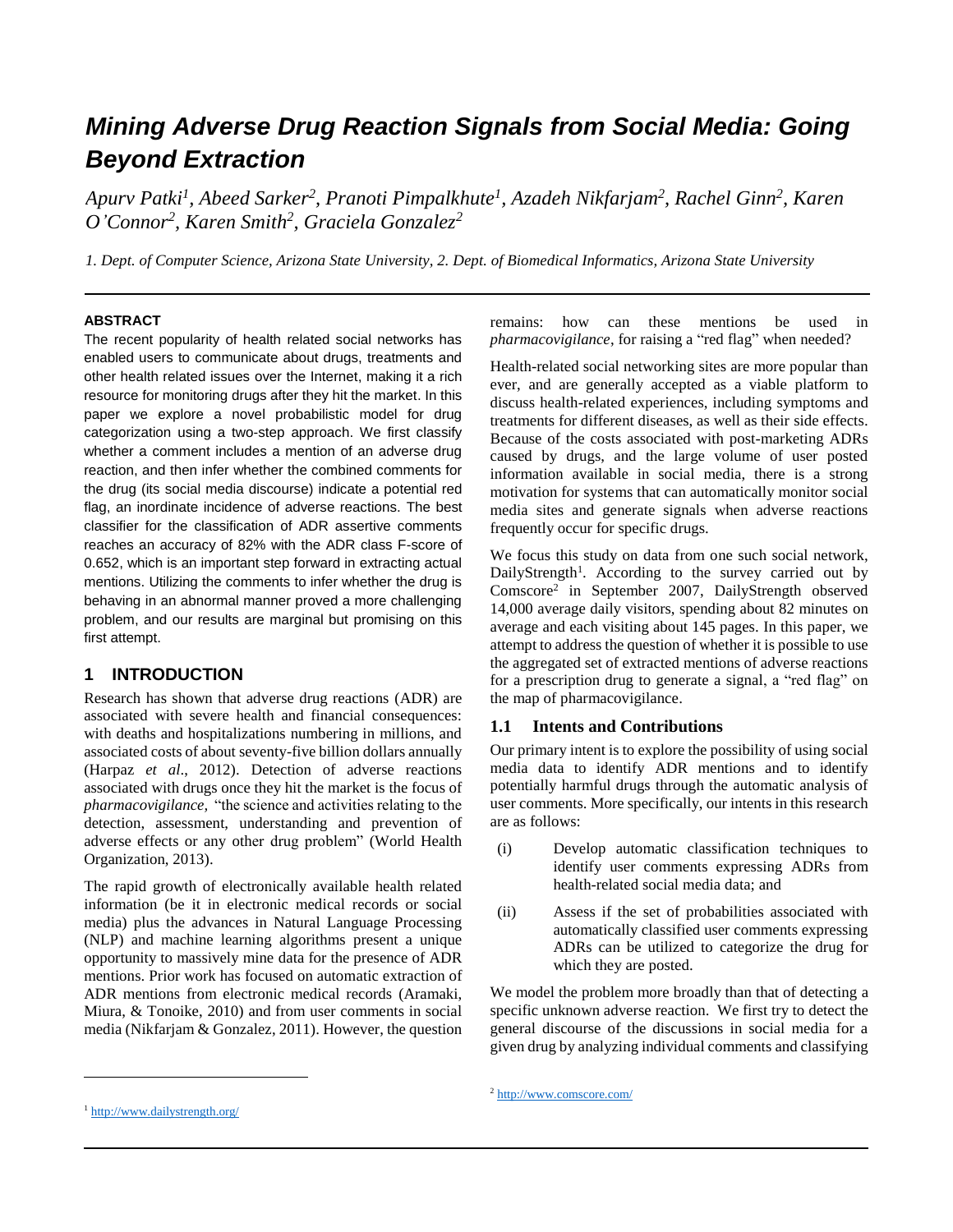# *Mining Adverse Drug Reaction Signals from Social Media: Going Beyond Extraction*

*Apurv Patki[1], Abeed Sarker[2], Pranoti Pimpalkhute[1], Azadeh Nikfarjam[2], Rachel Ginn[2], Karen O'Connor[2], Karen Smith[2], Graciela Gonzalez[2]*

*1. Dept. of Computer Science, Arizona State University, 2. Dept. of Biomedical Informatics, Arizona State University*

#### ABSTRACT

The recent popularity of health related social networks has enabled users to communicate about drugs, treatments and other health related issues over the Internet, making it a rich resource for monitoring drugs after they hit the market. In this paper we explore a novel probabilistic model for drug categorization using a two-step approach. We first classify whether a comment includes a mention of an adverse drug reaction, and then infer whether the combined comments for the drug (its social media discourse) indicate a potential red flag, an inordinate incidence of adverse reactions. The best classifier for the classification of ADR assertive comments reaches an accuracy of 82% with the ADR class F-score of 0.652, which is an important step forward in extracting actual mentions. Utilizing the comments to infer whether the drug is behaving in an abnormal manner proved a more challenging problem, and our results are marginal but promising on this first attempt.

## 1 INTRODUCTION

Research has shown that adverse drug reactions (ADR) are associated with severe health and financial consequences: with deaths and hospitalizations numbering in millions, and associated costs of about seventy-five billion dollars annually (Harpaz *et al*., 2012). Detection of adverse reactions associated with drugs once they hit the market is the focus of *pharmacovigilance,* "the science and activities relating to the detection, assessment, understanding and prevention of adverse effects or any other drug problem" (World Health Organization, 2013).

The rapid growth of electronically available health related information (be it in electronic medical records or social media) plus the advances in Natural Language Processing (NLP) and machine learning algorithms present a unique opportunity to massively mine data for the presence of ADR mentions. Prior work has focused on automatic extraction of ADR mentions from electronic medical records (Aramaki, Miura, & Tonoike, 2010) and from user comments in social media (Nikfarjam & Gonzalez, 2011). However, the question remains: how can these mentions be used in *pharmacovigilance*, for raising a "red flag" when needed?

Health-related social networking sites are more popular than ever, and are generally accepted as a viable platform to discuss health-related experiences, including symptoms and treatments for different diseases, as well as their side effects. Because of the costs associated with post-marketing ADRs caused by drugs, and the large volume of user posted information available in social media, there is a strong motivation for systems that can automatically monitor social media sites and generate signals when adverse reactions frequently occur for specific drugs.

We focus this study on data from one such social network, DailyStrength[1]. According to the survey carried out by Comscore[2] in September 2007, DailyStrength observed 14,000 average daily visitors, spending about 82 minutes on average and each visiting about 145 pages. In this paper, we attempt to address the question of whether it is possible to use the aggregated set of extracted mentions of adverse reactions for a prescription drug to generate a signal, a "red flag" on the map of pharmacovigilance.

### 1.1 Intents and Contributions

Our primary intent is to explore the possibility of using social media data to identify ADR mentions and to identify potentially harmful drugs through the automatic analysis of user comments. More specifically, our intents in this research are as follows:

(i) Develop automatic classification techniques to identify user comments expressing ADRs from health-related social media data; and

(ii) Assess if the set of probabilities associated with automatically classified user comments expressing ADRs can be utilized to categorize the drug for which they are posted.

We model the problem more broadly than that of detecting a specific unknown adverse reaction. We first try to detect the general discourse of the discussions in social media for a given drug by analyzing individual comments and classifying

[1] http://www.dailystrength.org/

[2] http://www.comscore.com/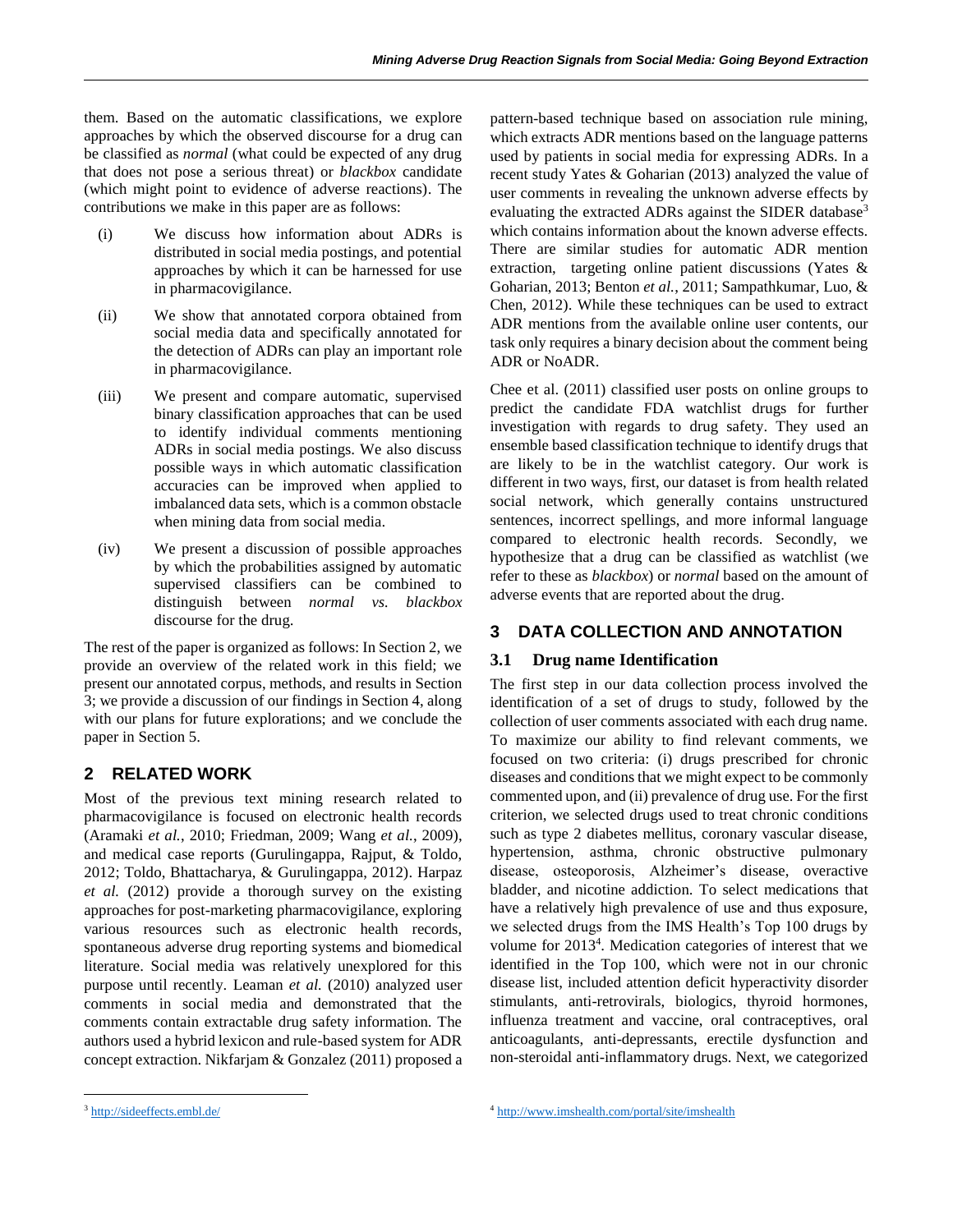them. Based on the automatic classifications, we explore approaches by which the observed discourse for a drug can be classified as *normal* (what could be expected of any drug that does not pose a serious threat) or *blackbox* candidate (which might point to evidence of adverse reactions). The contributions we make in this paper are as follows:

(i) We discuss how information about ADRs is distributed in social media postings, and potential approaches by which it can be harnessed for use in pharmacovigilance.

(ii) We show that annotated corpora obtained from social media data and specifically annotated for the detection of ADRs can play an important role in pharmacovigilance.

(iii) We present and compare automatic, supervised binary classification approaches that can be used to identify individual comments mentioning ADRs in social media postings. We also discuss possible ways in which automatic classification accuracies can be improved when applied to imbalanced data sets, which is a common obstacle when mining data from social media.

(iv) We present a discussion of possible approaches by which the probabilities assigned by automatic supervised classifiers can be combined to distinguish between *normal vs. blackbox* discourse for the drug.

The rest of the paper is organized as follows: In Section 2, we provide an overview of the related work in this field; we present our annotated corpus, methods, and results in Section 3; we provide a discussion of our findings in Section 4, along with our plans for future explorations; and we conclude the paper in Section 5.

## 2 RELATED WORK

Most of the previous text mining research related to pharmacovigilance is focused on electronic health records (Aramaki *et al.*, 2010; Friedman, 2009; Wang *et al.*, 2009), and medical case reports (Gurulingappa, Rajput, & Toldo, 2012; Toldo, Bhattacharya, & Gurulingappa, 2012). Harpaz *et al.* (2012) provide a thorough survey on the existing approaches for post-marketing pharmacovigilance, exploring various resources such as electronic health records, spontaneous adverse drug reporting systems and biomedical literature. Social media was relatively unexplored for this purpose until recently. Leaman *et al.* (2010) analyzed user comments in social media and demonstrated that the comments contain extractable drug safety information. The authors used a hybrid lexicon and rule-based system for ADR concept extraction. Nikfarjam & Gonzalez (2011) proposed a pattern-based technique based on association rule mining, which extracts ADR mentions based on the language patterns used by patients in social media for expressing ADRs. In a recent study Yates & Goharian (2013) analyzed the value of user comments in revealing the unknown adverse effects by evaluating the extracted ADRs against the SIDER database[3] which contains information about the known adverse effects. There are similar studies for automatic ADR mention extraction, targeting online patient discussions (Yates & Goharian, 2013; Benton *et al.*, 2011; Sampathkumar, Luo, & Chen, 2012). While these techniques can be used to extract ADR mentions from the available online user contents, our task only requires a binary decision about the comment being ADR or NoADR.

Chee et al. (2011) classified user posts on online groups to predict the candidate FDA watchlist drugs for further investigation with regards to drug safety. They used an ensemble based classification technique to identify drugs that are likely to be in the watchlist category. Our work is different in two ways, first, our dataset is from health related social network, which generally contains unstructured sentences, incorrect spellings, and more informal language compared to electronic health records. Secondly, we hypothesize that a drug can be classified as watchlist (we refer to these as *blackbox*) or *normal* based on the amount of adverse events that are reported about the drug.

## 3 DATA COLLECTION AND ANNOTATION

### 3.1 Drug name Identification

The first step in our data collection process involved the identification of a set of drugs to study, followed by the collection of user comments associated with each drug name. To maximize our ability to find relevant comments, we focused on two criteria: (i) drugs prescribed for chronic diseases and conditions that we might expect to be commonly commented upon, and (ii) prevalence of drug use. For the first criterion, we selected drugs used to treat chronic conditions such as type 2 diabetes mellitus, coronary vascular disease, hypertension, asthma, chronic obstructive pulmonary disease, osteoporosis, Alzheimer's disease, overactive bladder, and nicotine addiction. To select medications that have a relatively high prevalence of use and thus exposure, we selected drugs from the IMS Health's Top 100 drugs by volume for 2013[4]. Medication categories of interest that we identified in the Top 100, which were not in our chronic disease list, included attention deficit hyperactivity disorder stimulants, anti-retrovirals, biologics, thyroid hormones, influenza treatment and vaccine, oral contraceptives, oral anticoagulants, anti-depressants, erectile dysfunction and non-steroidal anti-inflammatory drugs. Next, we categorized

[3] http://sideeffects.embl.de/

[4] http://www.imshealth.com/portal/site/imshealth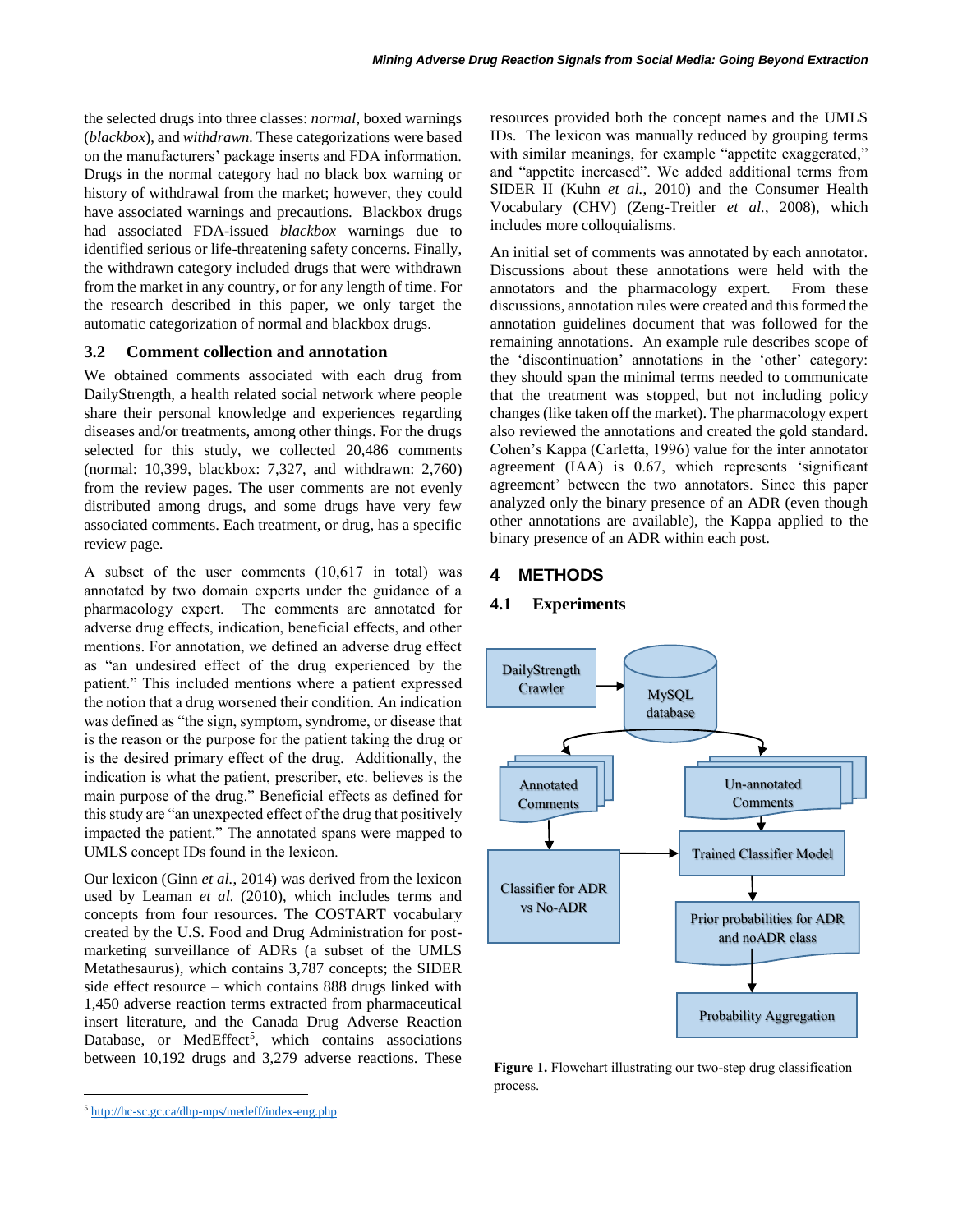the selected drugs into three classes: *normal*, boxed warnings (*blackbox*), and *withdrawn.* These categorizations were based on the manufacturers' package inserts and FDA information. Drugs in the normal category had no black box warning or history of withdrawal from the market; however, they could have associated warnings and precautions. Blackbox drugs had associated FDA-issued *blackbox* warnings due to identified serious or life-threatening safety concerns. Finally, the withdrawn category included drugs that were withdrawn from the market in any country, or for any length of time. For the research described in this paper, we only target the automatic categorization of normal and blackbox drugs.

## 3.2 Comment collection and annotation

We obtained comments associated with each drug from DailyStrength, a health related social network where people share their personal knowledge and experiences regarding diseases and/or treatments, among other things. For the drugs selected for this study, we collected 20,486 comments (normal: 10,399, blackbox: 7,327, and withdrawn: 2,760) from the review pages. The user comments are not evenly distributed among drugs, and some drugs have very few associated comments. Each treatment, or drug, has a specific review page.

A subset of the user comments (10,617 in total) was annotated by two domain experts under the guidance of a pharmacology expert. The comments are annotated for adverse drug effects, indication, beneficial effects, and other mentions. For annotation, we defined an adverse drug effect as "an undesired effect of the drug experienced by the patient." This included mentions where a patient expressed the notion that a drug worsened their condition. An indication was defined as "the sign, symptom, syndrome, or disease that is the reason or the purpose for the patient taking the drug or is the desired primary effect of the drug. Additionally, the indication is what the patient, prescriber, etc. believes is the main purpose of the drug." Beneficial effects as defined for this study are "an unexpected effect of the drug that positively impacted the patient." The annotated spans were mapped to UMLS concept IDs found in the lexicon.

Our lexicon (Ginn *et al.*, 2014) was derived from the lexicon used by Leaman *et al.* (2010), which includes terms and concepts from four resources. The COSTART vocabulary created by the U.S. Food and Drug Administration for post-marketing surveillance of ADRs (a subset of the UMLS Metathesaurus), which contains 3,787 concepts; the SIDER side effect resource – which contains 888 drugs linked with 1,450 adverse reaction terms extracted from pharmaceutical insert literature, and the Canada Drug Adverse Reaction Database, or MedEffect[5], which contains associations between 10,192 drugs and 3,279 adverse reactions. These resources provided both the concept names and the UMLS IDs. The lexicon was manually reduced by grouping terms with similar meanings, for example "appetite exaggerated," and "appetite increased". We added additional terms from SIDER II (Kuhn *et al.*, 2010) and the Consumer Health Vocabulary (CHV) (Zeng-Treitler *et al.*, 2008), which includes more colloquialisms.

An initial set of comments was annotated by each annotator. Discussions about these annotations were held with the annotators and the pharmacology expert. From these discussions, annotation rules were created and this formed the annotation guidelines document that was followed for the remaining annotations. An example rule describes scope of the 'discontinuation' annotations in the 'other' category: they should span the minimal terms needed to communicate that the treatment was stopped, but not including policy changes (like taken off the market). The pharmacology expert also reviewed the annotations and created the gold standard. Cohen's Kappa (Carletta, 1996) value for the inter annotator agreement (IAA) is 0.67, which represents 'significant agreement' between the two annotators. Since this paper analyzed only the binary presence of an ADR (even though other annotations are available), the Kappa applied to the binary presence of an ADR within each post.

# 4 METHODS

## 4.1 Experiments

**Figure 1.** Flowchart illustrating our two-step drug classification process.

[5] http://hc-sc.gc.ca/dhp-mps/medeff/index-eng.php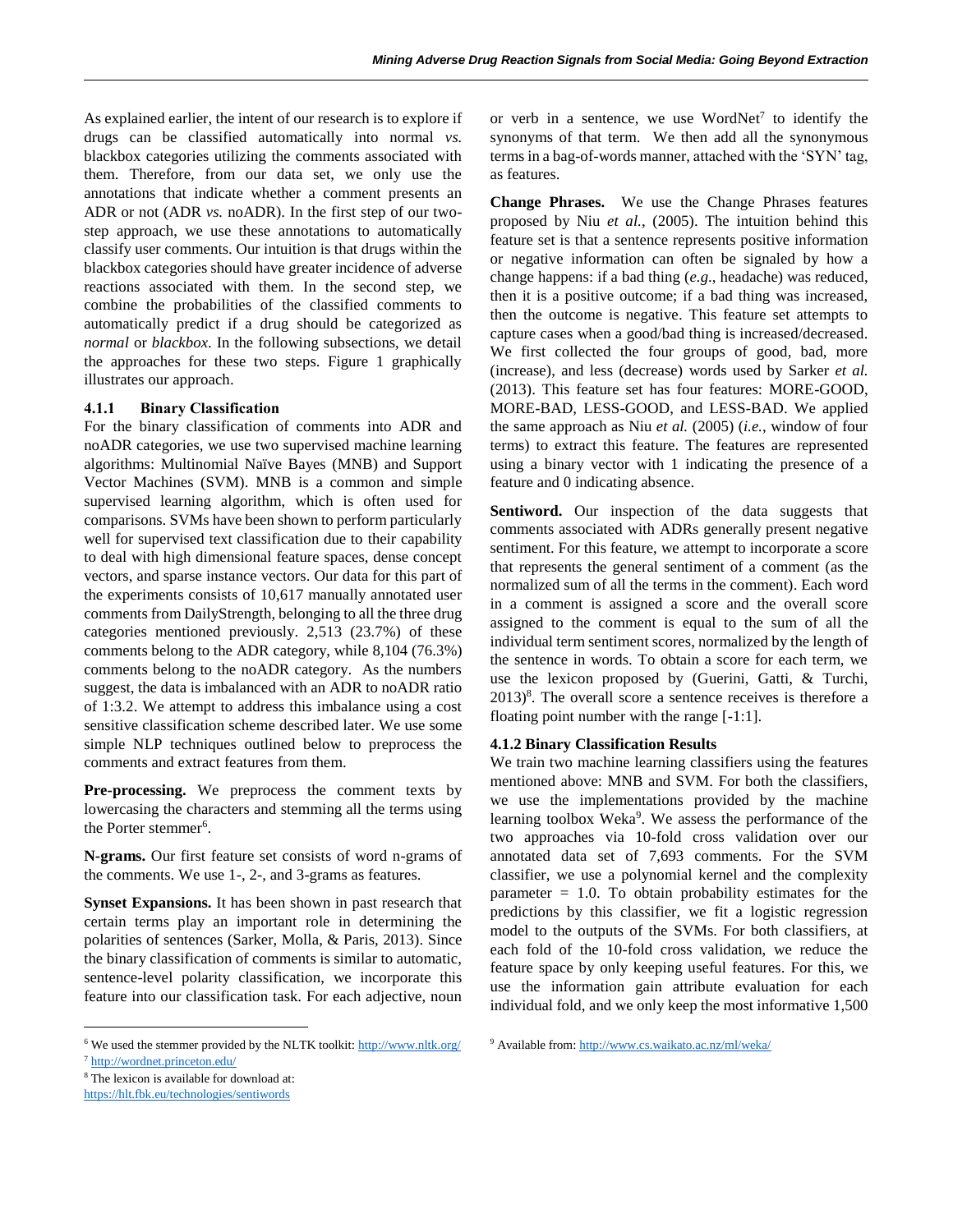As explained earlier, the intent of our research is to explore if drugs can be classified automatically into normal *vs.* blackbox categories utilizing the comments associated with them. Therefore, from our data set, we only use the annotations that indicate whether a comment presents an ADR or not (ADR *vs.* noADR). In the first step of our two-step approach, we use these annotations to automatically classify user comments. Our intuition is that drugs within the blackbox categories should have greater incidence of adverse reactions associated with them. In the second step, we combine the probabilities of the classified comments to automatically predict if a drug should be categorized as *normal* or *blackbox*. In the following subsections, we detail the approaches for these two steps. Figure 1 graphically illustrates our approach.

#### 4.1.1 Binary Classification

For the binary classification of comments into ADR and noADR categories, we use two supervised machine learning algorithms: Multinomial Naïve Bayes (MNB) and Support Vector Machines (SVM). MNB is a common and simple supervised learning algorithm, which is often used for comparisons. SVMs have been shown to perform particularly well for supervised text classification due to their capability to deal with high dimensional feature spaces, dense concept vectors, and sparse instance vectors. Our data for this part of the experiments consists of 10,617 manually annotated user comments from DailyStrength, belonging to all the three drug categories mentioned previously. 2,513 (23.7%) of these comments belong to the ADR category, while 8,104 (76.3%) comments belong to the noADR category. As the numbers suggest, the data is imbalanced with an ADR to noADR ratio of 1:3.2. We attempt to address this imbalance using a cost sensitive classification scheme described later. We use some simple NLP techniques outlined below to preprocess the comments and extract features from them.

**Pre-processing.** We preprocess the comment texts by lowercasing the characters and stemming all the terms using the Porter stemmer[6].

**N-grams.** Our first feature set consists of word n-grams of the comments. We use 1-, 2-, and 3-grams as features.

**Synset Expansions.** It has been shown in past research that certain terms play an important role in determining the polarities of sentences (Sarker, Molla, & Paris, 2013). Since the binary classification of comments is similar to automatic, sentence-level polarity classification, we incorporate this feature into our classification task. For each adjective, noun or verb in a sentence, we use WordNet[7] to identify the synonyms of that term. We then add all the synonymous terms in a bag-of-words manner, attached with the 'SYN' tag, as features.

**Change Phrases.** We use the Change Phrases features proposed by Niu *et al.*, (2005). The intuition behind this feature set is that a sentence represents positive information or negative information can often be signaled by how a change happens: if a bad thing (*e.g*., headache) was reduced, then it is a positive outcome; if a bad thing was increased, then the outcome is negative. This feature set attempts to capture cases when a good/bad thing is increased/decreased. We first collected the four groups of good, bad, more (increase), and less (decrease) words used by Sarker *et al.* (2013). This feature set has four features: MORE-GOOD, MORE-BAD, LESS-GOOD, and LESS-BAD. We applied the same approach as Niu *et al.* (2005) (*i.e.*, window of four terms) to extract this feature. The features are represented using a binary vector with 1 indicating the presence of a feature and 0 indicating absence.

**Sentiword.** Our inspection of the data suggests that comments associated with ADRs generally present negative sentiment. For this feature, we attempt to incorporate a score that represents the general sentiment of a comment (as the normalized sum of all the terms in the comment). Each word in a comment is assigned a score and the overall score assigned to the comment is equal to the sum of all the individual term sentiment scores, normalized by the length of the sentence in words. To obtain a score for each term, we use the lexicon proposed by (Guerini, Gatti, & Turchi, 2013)[8]. The overall score a sentence receives is therefore a floating point number with the range [-1:1].

#### 4.1.2 Binary Classification Results

We train two machine learning classifiers using the features mentioned above: MNB and SVM. For both the classifiers, we use the implementations provided by the machine learning toolbox Weka[9]. We assess the performance of the two approaches via 10-fold cross validation over our annotated data set of 7,693 comments. For the SVM classifier, we use a polynomial kernel and the complexity parameter = 1.0. To obtain probability estimates for the predictions by this classifier, we fit a logistic regression model to the outputs of the SVMs. For both classifiers, at each fold of the 10-fold cross validation, we reduce the feature space by only keeping useful features. For this, we use the information gain attribute evaluation for each individual fold, and we only keep the most informative 1,500

---

[6] We used the stemmer provided by the NLTK toolkit: http://www.nltk.org/

[7] http://wordnet.princeton.edu/

[8] The lexicon is available for download at: https://hlt.fbk.eu/technologies/sentiwords

[9] Available from: http://www.cs.waikato.ac.nz/ml/weka/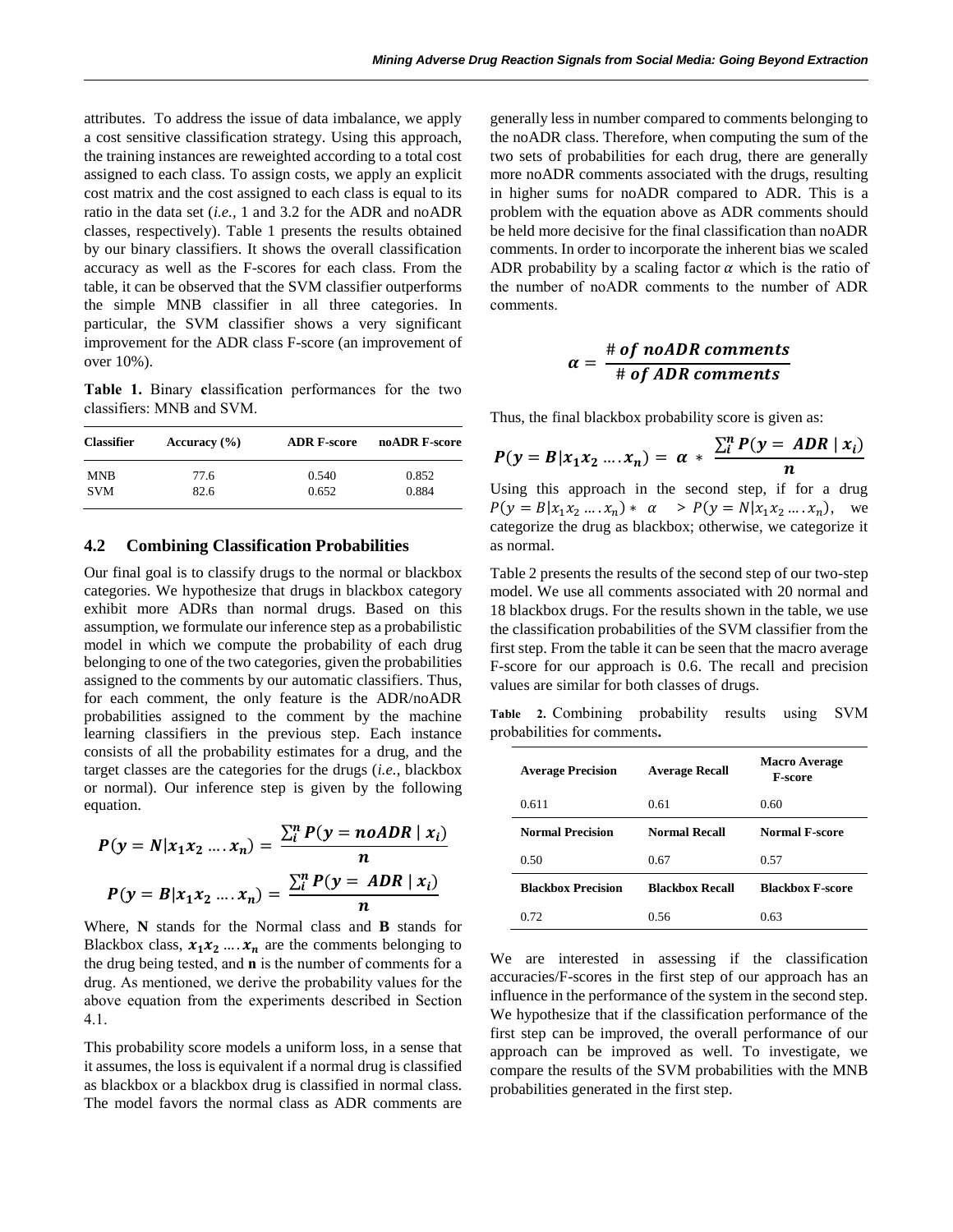attributes. To address the issue of data imbalance, we apply a cost sensitive classification strategy. Using this approach, the training instances are reweighted according to a total cost assigned to each class. To assign costs, we apply an explicit cost matrix and the cost assigned to each class is equal to its ratio in the data set (*i.e.,* 1 and 3.2 for the ADR and noADR classes, respectively). Table 1 presents the results obtained by our binary classifiers. It shows the overall classification accuracy as well as the F-scores for each class. From the table, it can be observed that the SVM classifier outperforms the simple MNB classifier in all three categories. In particular, the SVM classifier shows a very significant improvement for the ADR class F-score (an improvement of over 10%).

**Table 1.** Binary **c**lassification performances for the two classifiers: MNB and SVM.

| Classifier | Accuracy (%) | ADR F-score | noADR F-score |
|---|---|---|---|
| MNB | 77.6 | 0.540 | 0.852 |
| SVM | 82.6 | 0.652 | 0.884 |

### 4.2 Combining Classification Probabilities

Our final goal is to classify drugs to the normal or blackbox categories. We hypothesize that drugs in blackbox category exhibit more ADRs than normal drugs. Based on this assumption, we formulate our inference step as a probabilistic model in which we compute the probability of each drug belonging to one of the two categories, given the probabilities assigned to the comments by our automatic classifiers. Thus, for each comment, the only feature is the ADR/noADR probabilities assigned to the comment by the machine learning classifiers in the previous step. Each instance consists of all the probability estimates for a drug, and the target classes are the categories for the drugs (*i.e.,* blackbox or normal). Our inference step is given by the following equation.

$$P(y = N|x_1 x_2 \dots . x_n) = \frac{\sum_i^n P(y = noADR \mid x_i)}{n}$$

$$P(y = B|x_1 x_2 \dots . x_n) = \frac{\sum_i^n P(y = ADR \mid x_i)}{n}$$

Where, **N** stands for the Normal class and **B** stands for Blackbox class, $x_1 x_2 \dots . x_n$ are the comments belonging to the drug being tested, and **n** is the number of comments for a drug. As mentioned, we derive the probability values for the above equation from the experiments described in Section 4.1.

This probability score models a uniform loss, in a sense that it assumes, the loss is equivalent if a normal drug is classified as blackbox or a blackbox drug is classified in normal class. The model favors the normal class as ADR comments are generally less in number compared to comments belonging to the noADR class. Therefore, when computing the sum of the two sets of probabilities for each drug, there are generally more noADR comments associated with the drugs, resulting in higher sums for noADR compared to ADR. This is a problem with the equation above as ADR comments should be held more decisive for the final classification than noADR comments. In order to incorporate the inherent bias we scaled ADR probability by a scaling factor $\alpha$ which is the ratio of the number of noADR comments to the number of ADR comments.

$$\alpha = \frac{\#\ of\ noADR\ comments}{\#\ of\ ADR\ comments}$$

Thus, the final blackbox probability score is given as:

$$P(y = B|x_1 x_2 \dots . x_n) = \alpha * \frac{\sum_i^n P(y = ADR \mid x_i)}{n}$$

Using this approach in the second step, if for a drug $P(y = B|x_1 x_2 \dots . x_n) * \alpha > P(y = N|x_1 x_2 \dots . x_n)$, we categorize the drug as blackbox; otherwise, we categorize it as normal.

Table 2 presents the results of the second step of our two-step model. We use all comments associated with 20 normal and 18 blackbox drugs. For the results shown in the table, we use the classification probabilities of the SVM classifier from the first step. From the table it can be seen that the macro average F-score for our approach is 0.6. The recall and precision values are similar for both classes of drugs.

**Table 2.** Combining probability results using SVM probabilities for comments**.**

| Average Precision | Average Recall | Macro Average F-score |
|---|---|---|
| 0.611 | 0.61 | 0.60 |
| **Normal Precision** | **Normal Recall** | **Normal F-score** |
| 0.50 | 0.67 | 0.57 |
| **Blackbox Precision** | **Blackbox Recall** | **Blackbox F-score** |
| 0.72 | 0.56 | 0.63 |

We are interested in assessing if the classification accuracies/F-scores in the first step of our approach has an influence in the performance of the system in the second step. We hypothesize that if the classification performance of the first step can be improved, the overall performance of our approach can be improved as well. To investigate, we compare the results of the SVM probabilities with the MNB probabilities generated in the first step.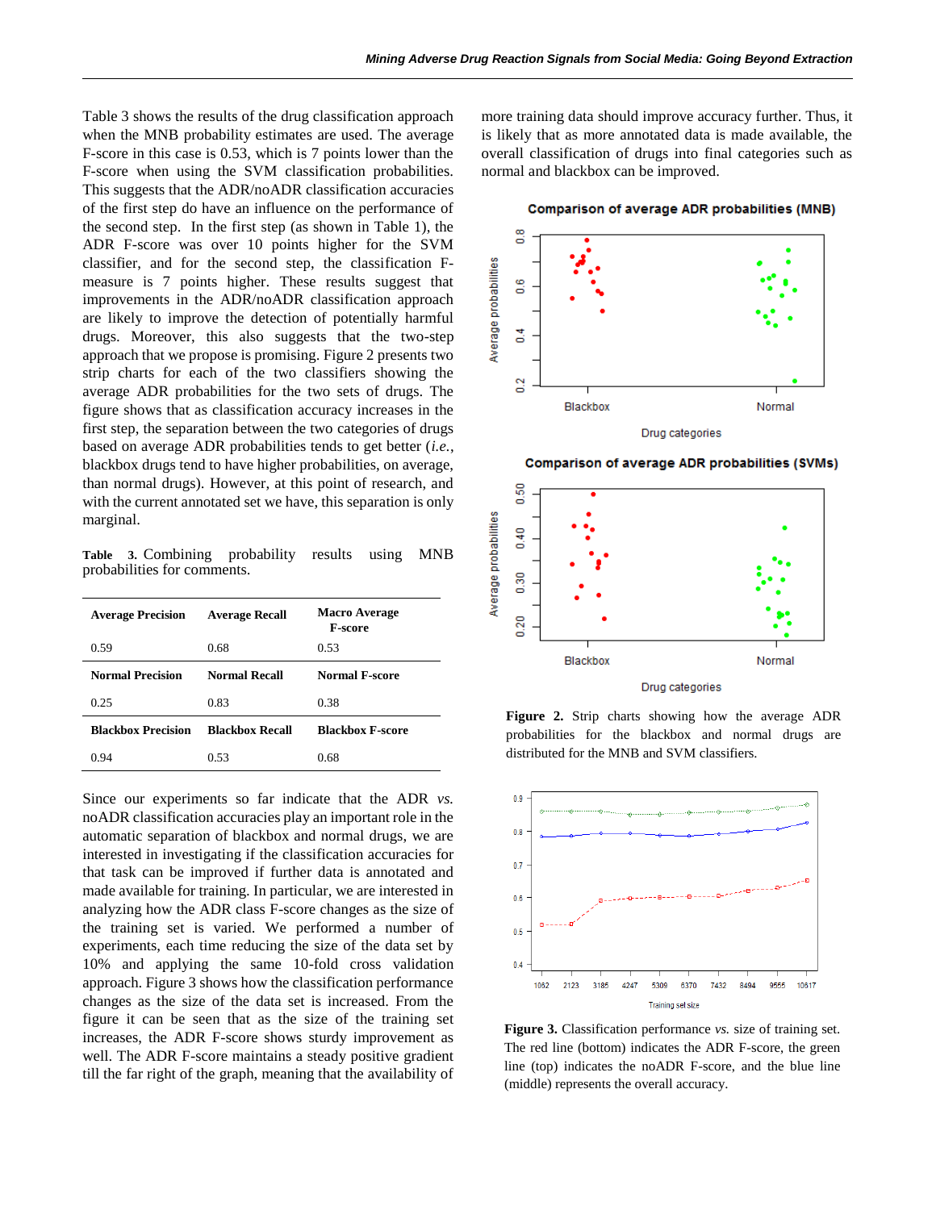Table 3 shows the results of the drug classification approach when the MNB probability estimates are used. The average F-score in this case is 0.53, which is 7 points lower than the F-score when using the SVM classification probabilities. This suggests that the ADR/noADR classification accuracies of the first step do have an influence on the performance of the second step. In the first step (as shown in Table 1), the ADR F-score was over 10 points higher for the SVM classifier, and for the second step, the classification F-measure is 7 points higher. These results suggest that improvements in the ADR/noADR classification approach are likely to improve the detection of potentially harmful drugs. Moreover, this also suggests that the two-step approach that we propose is promising. Figure 2 presents two strip charts for each of the two classifiers showing the average ADR probabilities for the two sets of drugs. The figure shows that as classification accuracy increases in the first step, the separation between the two categories of drugs based on average ADR probabilities tends to get better (*i.e.*, blackbox drugs tend to have higher probabilities, on average, than normal drugs). However, at this point of research, and with the current annotated set we have, this separation is only marginal.

**Table 3.** Combining probability results using MNB probabilities for comments.

| Average Precision | Average Recall | Macro Average F-score |
|---|---|---|
| 0.59 | 0.68 | 0.53 |
| **Normal Precision** | **Normal Recall** | **Normal F-score** |
| 0.25 | 0.83 | 0.38 |
| **Blackbox Precision** | **Blackbox Recall** | **Blackbox F-score** |
| 0.94 | 0.53 | 0.68 |

Since our experiments so far indicate that the ADR *vs.* noADR classification accuracies play an important role in the automatic separation of blackbox and normal drugs, we are interested in investigating if the classification accuracies for that task can be improved if further data is annotated and made available for training. In particular, we are interested in analyzing how the ADR class F-score changes as the size of the training set is varied. We performed a number of experiments, each time reducing the size of the data set by 10% and applying the same 10-fold cross validation approach. Figure 3 shows how the classification performance changes as the size of the data set is increased. From the figure it can be seen that as the size of the training set increases, the ADR F-score shows sturdy improvement as well. The ADR F-score maintains a steady positive gradient till the far right of the graph, meaning that the availability of more training data should improve accuracy further. Thus, it is likely that as more annotated data is made available, the overall classification of drugs into final categories such as normal and blackbox can be improved.

**Figure 2.** Strip charts showing how the average ADR probabilities for the blackbox and normal drugs are distributed for the MNB and SVM classifiers.

**Figure 3.** Classification performance *vs.* size of training set. The red line (bottom) indicates the ADR F-score, the green line (top) indicates the noADR F-score, and the blue line (middle) represents the overall accuracy.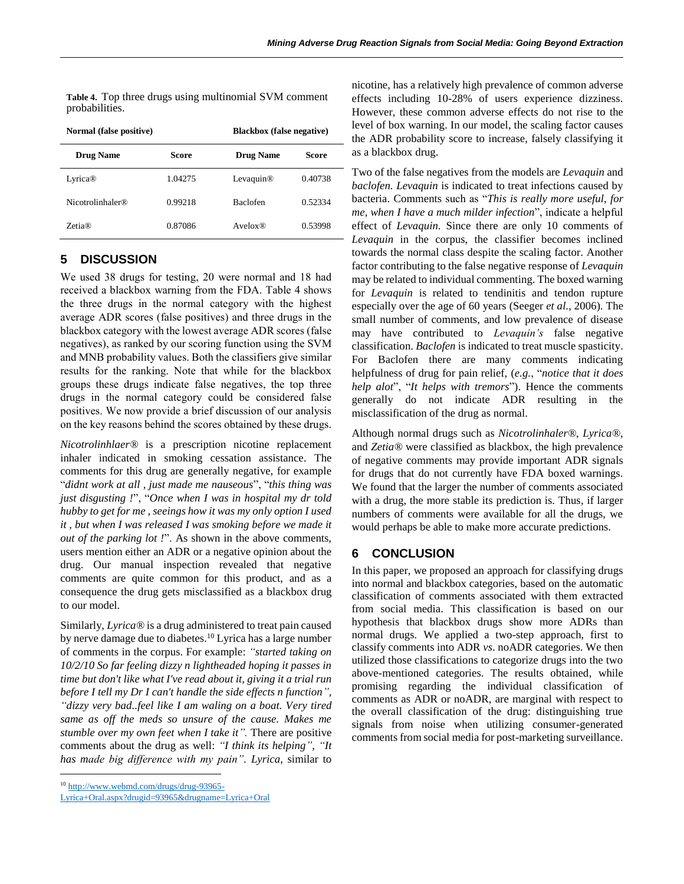**Table 4.** Top three drugs using multinomial SVM comment probabilities.

| Normal (false positive) | | Blackbox (false negative) | |
|---|---|---|---|
| **Drug Name** | **Score** | **Drug Name** | **Score** |
| Lyrica® | 1.04275 | Levaquin® | 0.40738 |
| Nicotrolinhaler® | 0.99218 | Baclofen | 0.52334 |
| Zetia® | 0.87086 | Avelox® | 0.53998 |

## 5 DISCUSSION

We used 38 drugs for testing, 20 were normal and 18 had received a blackbox warning from the FDA. Table 4 shows the three drugs in the normal category with the highest average ADR scores (false positives) and three drugs in the blackbox category with the lowest average ADR scores (false negatives), as ranked by our scoring function using the SVM and MNB probability values. Both the classifiers give similar results for the ranking. Note that while for the blackbox groups these drugs indicate false negatives, the top three drugs in the normal category could be considered false positives. We now provide a brief discussion of our analysis on the key reasons behind the scores obtained by these drugs.

*Nicotrolinhlaer®* is a prescription nicotine replacement inhaler indicated in smoking cessation assistance. The comments for this drug are generally negative, for example "*didnt work at all , just made me nauseous*", "*this thing was just disgusting !*", "*Once when I was in hospital my dr told hubby to get for me , seeings how it was my only option I used it , but when I was released I was smoking before we made it out of the parking lot !*". As shown in the above comments, users mention either an ADR or a negative opinion about the drug. Our manual inspection revealed that negative comments are quite common for this product, and as a consequence the drug gets misclassified as a blackbox drug to our model.

Similarly, *Lyrica®* is a drug administered to treat pain caused by nerve damage due to diabetes.[10] Lyrica has a large number of comments in the corpus. For example: *"started taking on 10/2/10 So far feeling dizzy n lightheaded hoping it passes in time but don't like what I've read about it, giving it a trial run before I tell my Dr I can't handle the side effects n function"*, *"dizzy very bad..feel like I am waling on a boat. Very tired same as off the meds so unsure of the cause. Makes me stumble over my own feet when I take it".* There are positive comments about the drug as well: *"I think its helping"*, *"It has made big difference with my pain"*. *Lyrica*, similar to nicotine, has a relatively high prevalence of common adverse effects including 10-28% of users experience dizziness. However, these common adverse effects do not rise to the level of box warning. In our model, the scaling factor causes the ADR probability score to increase, falsely classifying it as a blackbox drug.

Two of the false negatives from the models are *Levaquin* and *baclofen. Levaquin* is indicated to treat infections caused by bacteria. Comments such as "*This is really more useful, for me, when I have a much milder infection*", indicate a helpful effect of *Levaquin.* Since there are only 10 comments of *Levaquin* in the corpus, the classifier becomes inclined towards the normal class despite the scaling factor. Another factor contributing to the false negative response of *Levaquin* may be related to individual commenting. The boxed warning for *Levaquin* is related to tendinitis and tendon rupture especially over the age of 60 years (Seeger *et al.*, 2006). The small number of comments, and low prevalence of disease may have contributed to *Levaquin's* false negative classification. *Baclofen* is indicated to treat muscle spasticity. For Baclofen there are many comments indicating helpfulness of drug for pain relief, (*e.g.*, "*notice that it does help alot*", "*It helps with tremors*"). Hence the comments generally do not indicate ADR resulting in the misclassification of the drug as normal.

Although normal drugs such as *Nicotrolinhaler®*, *Lyrica®*, and *Zetia®* were classified as blackbox, the high prevalence of negative comments may provide important ADR signals for drugs that do not currently have FDA boxed warnings. We found that the larger the number of comments associated with a drug, the more stable its prediction is. Thus, if larger numbers of comments were available for all the drugs, we would perhaps be able to make more accurate predictions.

## 6 CONCLUSION

In this paper, we proposed an approach for classifying drugs into normal and blackbox categories, based on the automatic classification of comments associated with them extracted from social media. This classification is based on our hypothesis that blackbox drugs show more ADRs than normal drugs. We applied a two-step approach, first to classify comments into ADR *vs*. noADR categories. We then utilized those classifications to categorize drugs into the two above-mentioned categories. The results obtained, while promising regarding the individual classification of comments as ADR or noADR, are marginal with respect to the overall classification of the drug: distinguishing true signals from noise when utilizing consumer-generated comments from social media for post-marketing surveillance.

[10] http://www.webmd.com/drugs/drug-93965-Lyrica+Oral.aspx?drugid=93965&drugname=Lyrica+Oral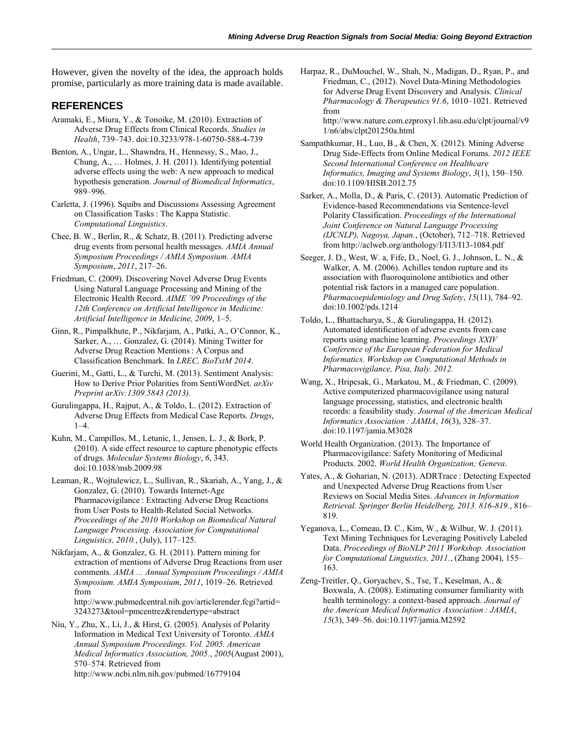However, given the novelty of the idea, the approach holds promise, particularly as more training data is made available.

## REFERENCES

Aramaki, E., Miura, Y., & Tonoike, M. (2010). Extraction of Adverse Drug Effects from Clinical Records. *Studies in Health*, 739–743. doi:10.3233/978-1-60750-588-4-739

Benton, A., Ungar, L., Shawndra, H., Hennessy, S., Mao, J., Chung, A., … Holmes, J. H. (2011). Identifying potential adverse effects using the web: A new approach to medical hypothesis generation. *Journal of Biomedical Informatics*, 989–996.

Carletta, J. (1996). Squibs and Discussions Assessing Agreement on Classification Tasks : The Kappa Statistic. *Computational Linguistics*.

Chee, B. W., Berlin, R., & Schatz, B. (2011). Predicting adverse drug events from personal health messages. *AMIA Annual Symposium Proceedings / AMIA Symposium. AMIA Symposium*, *2011*, 217–26.

Friedman, C. (2009). Discovering Novel Adverse Drug Events Using Natural Language Processing and Mining of the Electronic Health Record. *AIME '09 Proceedings of the 12th Conference on Artificial Intelligence in Medicine: Artificial Intelligence in Medicine, 2009*, 1–5.

Ginn, R., Pimpalkhute, P., Nikfarjam, A., Patki, A., O'Connor, K., Sarker, A., … Gonzalez, G. (2014). Mining Twitter for Adverse Drug Reaction Mentions : A Corpus and Classification Benchmark. In *LREC, BioTxtM 2014*.

Guerini, M., Gatti, L., & Turchi, M. (2013). Sentiment Analysis: How to Derive Prior Polarities from SentiWordNet. *arXiv Preprint arXiv:1309.5843 (2013).*

Gurulingappa, H., Rajput, A., & Toldo, L. (2012). Extraction of Adverse Drug Effects from Medical Case Reports. *Drugs*, 1–4.

Kuhn, M., Campillos, M., Letunic, I., Jensen, L. J., & Bork, P. (2010). A side effect resource to capture phenotypic effects of drugs. *Molecular Systems Biology*, *6*, 343. doi:10.1038/msb.2009.98

Leaman, R., Wojtulewicz, L., Sullivan, R., Skariah, A., Yang, J., & Gonzalez, G. (2010). Towards Internet-Age Pharmacovigilance : Extracting Adverse Drug Reactions from User Posts to Health-Related Social Networks. *Proceedings of the 2010 Workshop on Biomedical Natural Language Processing. Association for Computational Linguistics, 2010.*, (July), 117–125.

Nikfarjam, A., & Gonzalez, G. H. (2011). Pattern mining for extraction of mentions of Adverse Drug Reactions from user comments. *AMIA ... Annual Symposium Proceedings / AMIA Symposium. AMIA Symposium*, *2011*, 1019–26. Retrieved from http://www.pubmedcentral.nih.gov/articlerender.fcgi?artid=3243273&tool=pmcentrez&rendertype=abstract

Niu, Y., Zhu, X., Li, J., & Hirst, G. (2005). Analysis of Polarity Information in Medical Text University of Toronto. *AMIA Annual Symposium Proceedings. Vol. 2005. American Medical Informatics Association, 2005.*, *2005*(August 2001), 570–574. Retrieved from http://www.ncbi.nlm.nih.gov/pubmed/16779104

Harpaz, R., DuMouchel, W., Shah, N., Madigan, D., Ryan, P., and Friedman, C., (2012). Novel Data-Mining Methodologies for Adverse Drug Event Discovery and Analysis. *Clinical Pharmacology & Therapeutics 91.6*, 1010–1021. Retrieved from http://www.nature.com.ezproxy1.lib.asu.edu/clpt/journal/v91/n6/abs/clpt201250a.html

Sampathkumar, H., Luo, B., & Chen, X. (2012). Mining Adverse Drug Side-Effects from Online Medical Forums. *2012 IEEE Second International Conference on Healthcare Informatics, Imaging and Systems Biology*, *3*(1), 150–150. doi:10.1109/HISB.2012.75

Sarker, A., Molla, D., & Paris, C. (2013). Automatic Prediction of Evidence-based Recommendations via Sentence-level Polarity Classification. *Proceedings of the International Joint Conference on Natural Language Processing (IJCNLP), Nagoya, Japan.*, (October), 712–718. Retrieved from http://aclweb.org/anthology/I/I13/I13-1084.pdf

Seeger, J. D., West, W. a, Fife, D., Noel, G. J., Johnson, L. N., & Walker, A. M. (2006). Achilles tendon rupture and its association with fluoroquinolone antibiotics and other potential risk factors in a managed care population. *Pharmacoepidemiology and Drug Safety*, *15*(11), 784–92. doi:10.1002/pds.1214

Toldo, L., Bhattacharya, S., & Gurulingappa, H. (2012). Automated identification of adverse events from case reports using machine learning. *Proceedings XXIV Conference of the European Federation for Medical Informatics. Workshop on Computational Methods in Pharmacovigilance, Pisa, Italy. 2012.*

Wang, X., Hripcsak, G., Markatou, M., & Friedman, C. (2009). Active computerized pharmacovigilance using natural language processing, statistics, and electronic health records: a feasibility study. *Journal of the American Medical Informatics Association : JAMIA*, *16*(3), 328–37. doi:10.1197/jamia.M3028

World Health Organization. (2013). The Importance of Pharmacovigilance: Safety Monitoring of Medicinal Products. 2002. *World Health Organization; Geneva*.

Yates, A., & Goharian, N. (2013). ADRTrace : Detecting Expected and Unexpected Adverse Drug Reactions from User Reviews on Social Media Sites. *Advances in Information Retrieval. Springer Berlin Heidelberg, 2013. 816-819.*, 816–819.

Yeganova, L., Comeau, D. C., Kim, W., & Wilbur, W. J. (2011). Text Mining Techniques for Leveraging Positively Labeled Data. *Proceedings of BioNLP 2011 Workshop. Association for Computational Linguistics, 2011.*, (Zhang 2004), 155–163.

Zeng-Treitler, Q., Goryachev, S., Tse, T., Keselman, A., & Boxwala, A. (2008). Estimating consumer familiarity with health terminology: a context-based approach. *Journal of the American Medical Informatics Association : JAMIA*, *15*(3), 349–56. doi:10.1197/jamia.M2592